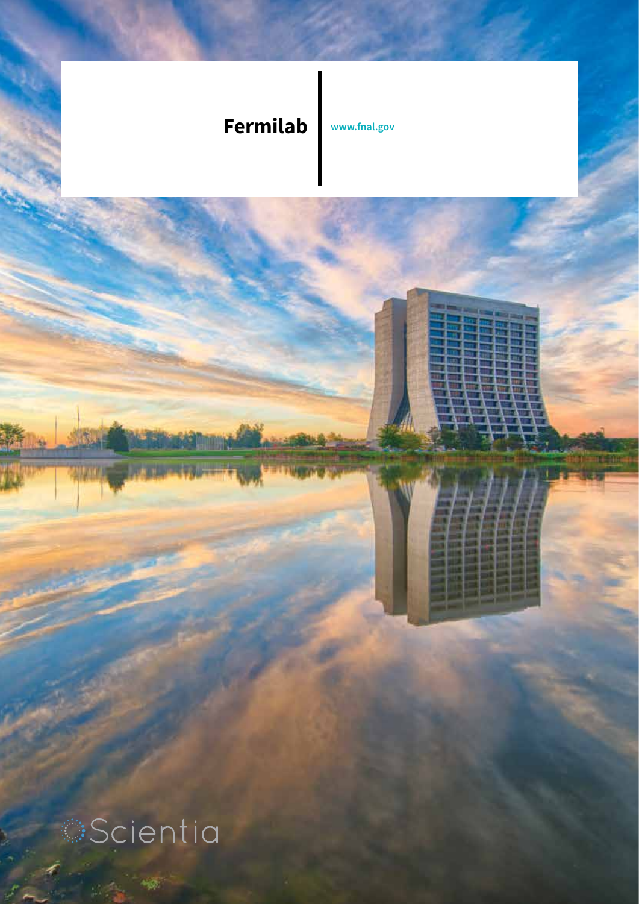**Fermilab**

www.fnal.gov

Scientia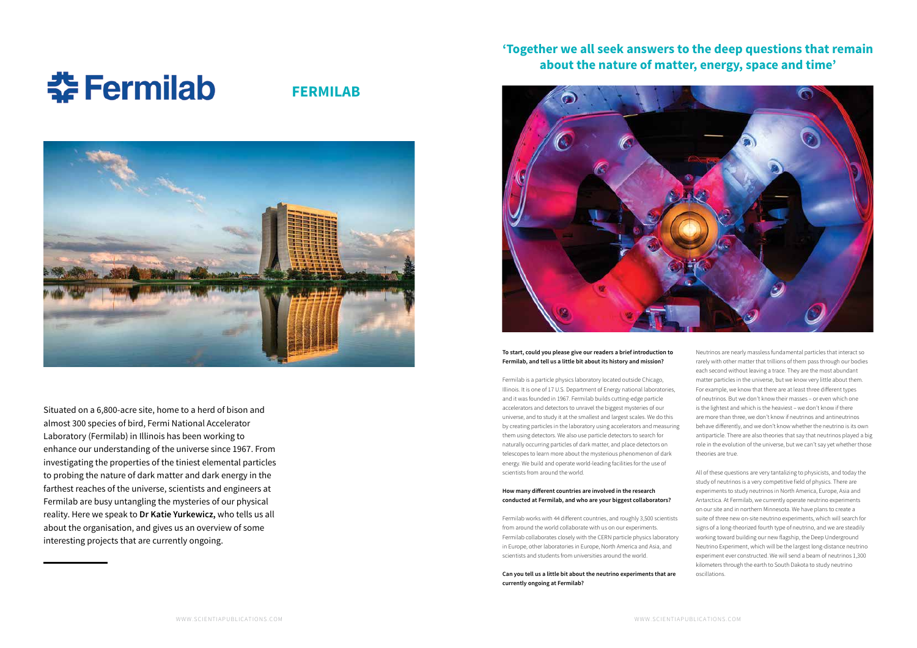# FERMILAB

Situated on a 6,800-acre site, home to a herd of bison and almost 300 species of bird, Fermi National Accelerator Laboratory (Fermilab) in Illinois has been working to enhance our understanding of the universe since 1967. From investigating the properties of the tiniest elemental particles to probing the nature of dark matter and dark energy in the farthest reaches of the universe, scientists and engineers at Fermilab are busy untangling the mysteries of our physical reality. Here we speak to **Dr Katie Yurkewicz,** who tells us all about the organisation, and gives us an overview of some interesting projects that are currently ongoing.

## 'Together we all seek answers to the deep questions that remain about the nature of matter, energy, space and time'

**To start, could you please give our readers a brief introduction to Fermilab, and tell us a little bit about its history and mission?**

Fermilab is a particle physics laboratory located outside Chicago, Illinois. It is one of 17 U.S. Department of Energy national laboratories, and it was founded in 1967. Fermilab builds cutting-edge particle accelerators and detectors to unravel the biggest mysteries of our universe, and to study it at the smallest and largest scales. We do this by creating particles in the laboratory using accelerators and measuring them using detectors. We also use particle detectors to search for naturally occurring particles of dark matter, and place detectors on telescopes to learn more about the mysterious phenomenon of dark energy. We build and operate world-leading facilities for the use of scientists from around the world.

**How many different countries are involved in the research conducted at Fermilab, and who are your biggest collaborators?**

Fermilab works with 44 different countries, and roughly 3,500 scientists from around the world collaborate with us on our experiments. Fermilab collaborates closely with the CERN particle physics laboratory in Europe, other laboratories in Europe, North America and Asia, and scientists and students from universities around the world.

**Can you tell us a little bit about the neutrino experiments that are currently ongoing at Fermilab?**

Neutrinos are nearly massless fundamental particles that interact so rarely with other matter that trillions of them pass through our bodies each second without leaving a trace. They are the most abundant matter particles in the universe, but we know very little about them. For example, we know that there are at least three different types of neutrinos. But we don't know their masses – or even which one is the lightest and which is the heaviest – we don't know if there are more than three, we don't know if neutrinos and antineutrinos behave differently, and we don't know whether the neutrino is its own antiparticle. There are also theories that say that neutrinos played a big role in the evolution of the universe, but we can't say yet whether those theories are true.

All of these questions are very tantalizing to physicists, and today the study of neutrinos is a very competitive field of physics. There are experiments to study neutrinos in North America, Europe, Asia and Antarctica. At Fermilab, we currently operate neutrino experiments on our site and in northern Minnesota. We have plans to create a suite of three new on-site neutrino experiments, which will search for signs of a long-theorized fourth type of neutrino, and we are steadily working toward building our new flagship, the Deep Underground Neutrino Experiment, which will be the largest long-distance neutrino experiment ever constructed. We will send a beam of neutrinos 1,300 kilometers through the earth to South Dakota to study neutrino oscillations.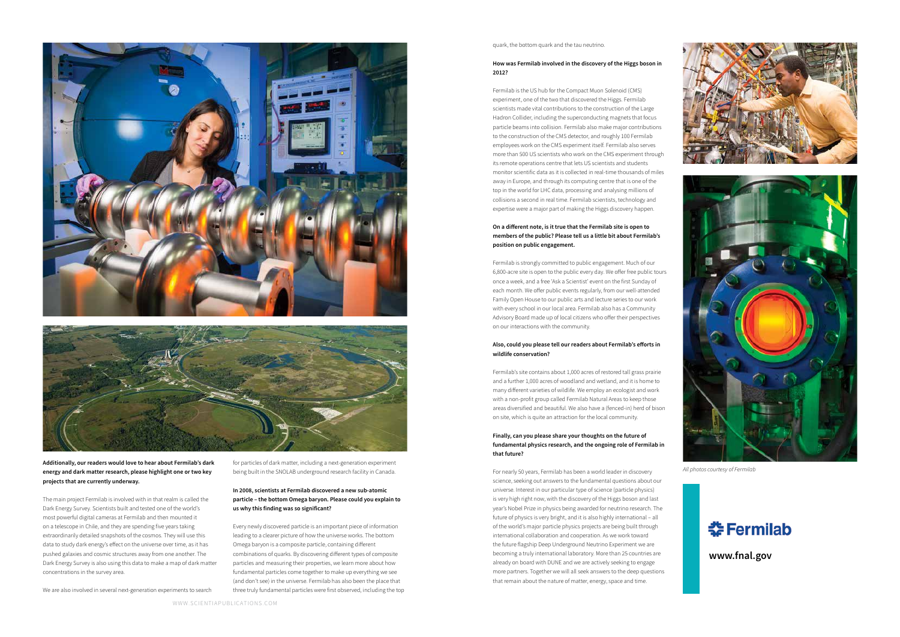**Additionally, our readers would love to hear about Fermilab's dark energy and dark matter research, please highlight one or two key projects that are currently underway.**

The main project Fermilab is involved with in that realm is called the Dark Energy Survey. Scientists built and tested one of the world's most powerful digital cameras at Fermilab and then mounted it on a telescope in Chile, and they are spending five years taking extraordinarily detailed snapshots of the cosmos. They will use this data to study dark energy's effect on the universe over time, as it has pushed galaxies and cosmic structures away from one another. The Dark Energy Survey is also using this data to make a map of dark matter concentrations in the survey area.

We are also involved in several next-generation experiments to search for particles of dark matter, including a next-generation experiment being built in the SNOLAB underground research facility in Canada.

**In 2008, scientists at Fermilab discovered a new sub-atomic particle – the bottom Omega baryon. Please could you explain to us why this finding was so significant?**

Every newly discovered particle is an important piece of information leading to a clearer picture of how the universe works. The bottom Omega baryon is a composite particle, containing different combinations of quarks. By discovering different types of composite particles and measuring their properties, we learn more about how fundamental particles come together to make up everything we see (and don't see) in the universe. Fermilab has also been the place that three truly fundamental particles were first observed, including the top quark, the bottom quark and the tau neutrino.

**How was Fermilab involved in the discovery of the Higgs boson in 2012?**

Fermilab is the US hub for the Compact Muon Solenoid (CMS) experiment, one of the two that discovered the Higgs. Fermilab scientists made vital contributions to the construction of the Large Hadron Collider, including the superconducting magnets that focus particle beams into collision. Fermilab also make major contributions to the construction of the CMS detector, and roughly 100 Fermilab employees work on the CMS experiment itself. Fermilab also serves more than 500 US scientists who work on the CMS experiment through its remote operations centre that lets US scientists and students monitor scientific data as it is collected in real-time thousands of miles away in Europe, and through its computing centre that is one of the top in the world for LHC data, processing and analysing millions of collisions a second in real time. Fermilab scientists, technology and expertise were a major part of making the Higgs discovery happen.

**On a different note, is it true that the Fermilab site is open to members of the public? Please tell us a little bit about Fermilab's position on public engagement.**

Fermilab is strongly committed to public engagement. Much of our 6,800-acre site is open to the public every day. We offer free public tours once a week, and a free 'Ask a Scientist' event on the first Sunday of each month. We offer public events regularly, from our well-attended Family Open House to our public arts and lecture series to our work with every school in our local area. Fermilab also has a Community Advisory Board made up of local citizens who offer their perspectives on our interactions with the community.

**Also, could you please tell our readers about Fermilab's efforts in wildlife conservation?**

Fermilab's site contains about 1,000 acres of restored tall grass prairie and a further 1,000 acres of woodland and wetland, and it is home to many different varieties of wildlife. We employ an ecologist and work with a non-profit group called Fermilab Natural Areas to keep those areas diversified and beautiful. We also have a (fenced-in) herd of bison on site, which is quite an attraction for the local community.

**Finally, can you please share your thoughts on the future of fundamental physics research, and the ongoing role of Fermilab in that future?**

For nearly 50 years, Fermilab has been a world leader in discovery science, seeking out answers to the fundamental questions about our universe. Interest in our particular type of science (particle physics) is very high right now, with the discovery of the Higgs boson and last year's Nobel Prize in physics being awarded for neutrino research. The future of physics is very bright, and it is also highly international – all of the world's major particle physics projects are being built through international collaboration and cooperation. As we work toward the future flagship Deep Underground Neutrino Experiment we are becoming a truly international laboratory. More than 25 countries are already on board with DUNE and we are actively seeking to engage more partners. Together we will all seek answers to the deep questions that remain about the nature of matter, energy, space and time.

*All photos courtesy of Fermilab*

Fermilab

**www.fnal.gov**